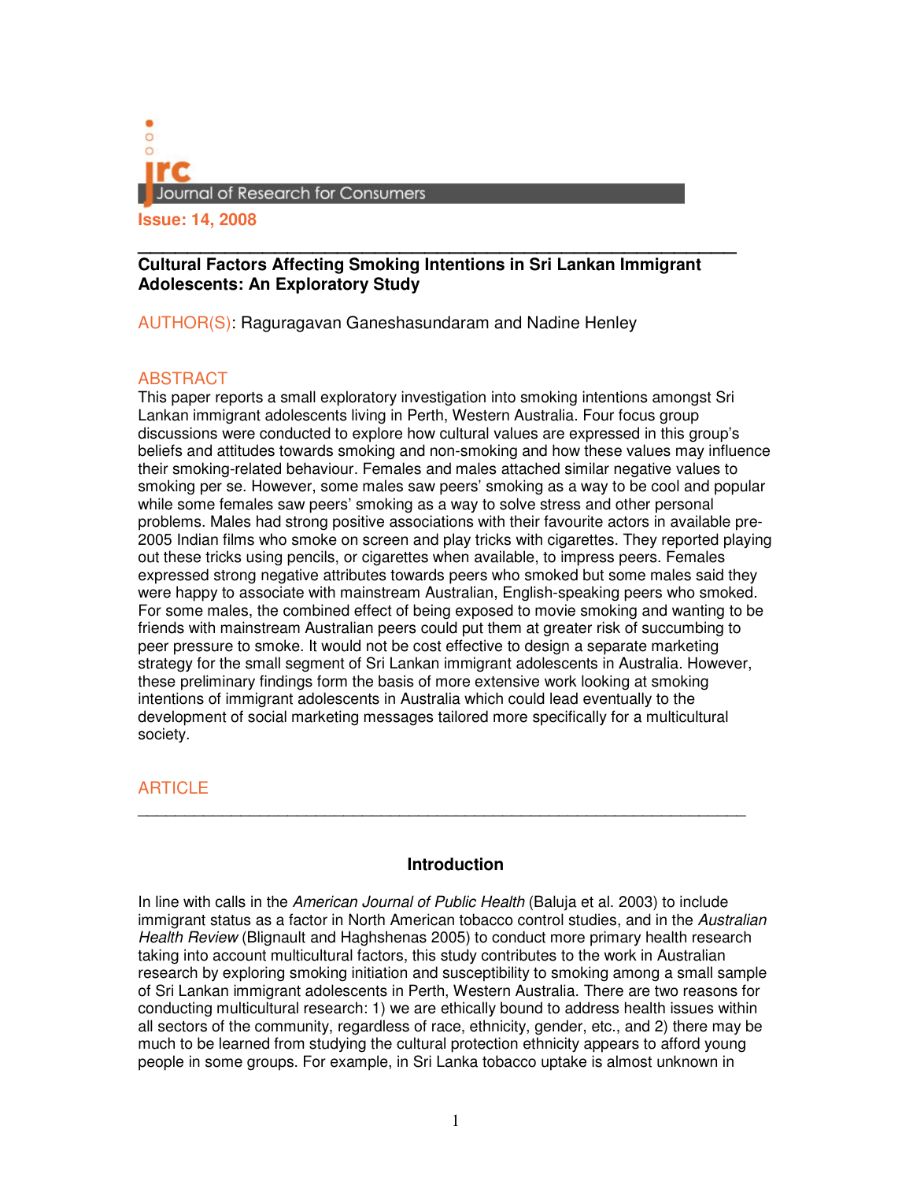Journal of Research for Consumers

**Issue: 14, 2008**

## Cultural Factors Affecting Smoking Intentions in Sri Lankan Immigrant Adolescents: An Exploratory Study

AUTHOR(S): Raguragavan Ganeshasundaram and Nadine Henley

### ABSTRACT

This paper reports a small exploratory investigation into smoking intentions amongst Sri Lankan immigrant adolescents living in Perth, Western Australia. Four focus group discussions were conducted to explore how cultural values are expressed in this group's beliefs and attitudes towards smoking and non-smoking and how these values may influence their smoking-related behaviour. Females and males attached similar negative values to smoking per se. However, some males saw peers' smoking as a way to be cool and popular while some females saw peers' smoking as a way to solve stress and other personal problems. Males had strong positive associations with their favourite actors in available pre-2005 Indian films who smoke on screen and play tricks with cigarettes. They reported playing out these tricks using pencils, or cigarettes when available, to impress peers. Females expressed strong negative attributes towards peers who smoked but some males said they were happy to associate with mainstream Australian, English-speaking peers who smoked. For some males, the combined effect of being exposed to movie smoking and wanting to be friends with mainstream Australian peers could put them at greater risk of succumbing to peer pressure to smoke. It would not be cost effective to design a separate marketing strategy for the small segment of Sri Lankan immigrant adolescents in Australia. However, these preliminary findings form the basis of more extensive work looking at smoking intentions of immigrant adolescents in Australia which could lead eventually to the development of social marketing messages tailored more specifically for a multicultural society.

### ARTICLE

## Introduction

In line with calls in the *American Journal of Public Health* (Baluja et al. 2003) to include immigrant status as a factor in North American tobacco control studies, and in the *Australian Health Review* (Blignault and Haghshenas 2005) to conduct more primary health research taking into account multicultural factors, this study contributes to the work in Australian research by exploring smoking initiation and susceptibility to smoking among a small sample of Sri Lankan immigrant adolescents in Perth, Western Australia. There are two reasons for conducting multicultural research: 1) we are ethically bound to address health issues within all sectors of the community, regardless of race, ethnicity, gender, etc., and 2) there may be much to be learned from studying the cultural protection ethnicity appears to afford young people in some groups. For example, in Sri Lanka tobacco uptake is almost unknown in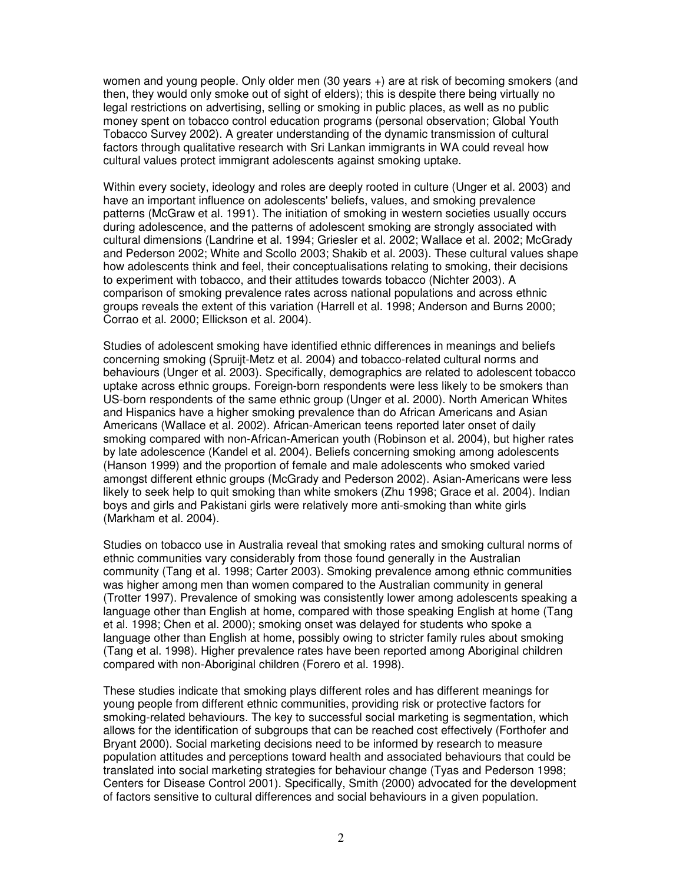women and young people. Only older men (30 years +) are at risk of becoming smokers (and then, they would only smoke out of sight of elders); this is despite there being virtually no legal restrictions on advertising, selling or smoking in public places, as well as no public money spent on tobacco control education programs (personal observation; Global Youth Tobacco Survey 2002). A greater understanding of the dynamic transmission of cultural factors through qualitative research with Sri Lankan immigrants in WA could reveal how cultural values protect immigrant adolescents against smoking uptake.

Within every society, ideology and roles are deeply rooted in culture (Unger et al. 2003) and have an important influence on adolescents' beliefs, values, and smoking prevalence patterns (McGraw et al. 1991). The initiation of smoking in western societies usually occurs during adolescence, and the patterns of adolescent smoking are strongly associated with cultural dimensions (Landrine et al. 1994; Griesler et al. 2002; Wallace et al. 2002; McGrady and Pederson 2002; White and Scollo 2003; Shakib et al. 2003). These cultural values shape how adolescents think and feel, their conceptualisations relating to smoking, their decisions to experiment with tobacco, and their attitudes towards tobacco (Nichter 2003). A comparison of smoking prevalence rates across national populations and across ethnic groups reveals the extent of this variation (Harrell et al. 1998; Anderson and Burns 2000; Corrao et al. 2000; Ellickson et al. 2004).

Studies of adolescent smoking have identified ethnic differences in meanings and beliefs concerning smoking (Spruijt-Metz et al. 2004) and tobacco-related cultural norms and behaviours (Unger et al. 2003). Specifically, demographics are related to adolescent tobacco uptake across ethnic groups. Foreign-born respondents were less likely to be smokers than US-born respondents of the same ethnic group (Unger et al. 2000). North American Whites and Hispanics have a higher smoking prevalence than do African Americans and Asian Americans (Wallace et al. 2002). African-American teens reported later onset of daily smoking compared with non-African-American youth (Robinson et al. 2004), but higher rates by late adolescence (Kandel et al. 2004). Beliefs concerning smoking among adolescents (Hanson 1999) and the proportion of female and male adolescents who smoked varied amongst different ethnic groups (McGrady and Pederson 2002). Asian-Americans were less likely to seek help to quit smoking than white smokers (Zhu 1998; Grace et al. 2004). Indian boys and girls and Pakistani girls were relatively more anti-smoking than white girls (Markham et al. 2004).

Studies on tobacco use in Australia reveal that smoking rates and smoking cultural norms of ethnic communities vary considerably from those found generally in the Australian community (Tang et al. 1998; Carter 2003). Smoking prevalence among ethnic communities was higher among men than women compared to the Australian community in general (Trotter 1997). Prevalence of smoking was consistently lower among adolescents speaking a language other than English at home, compared with those speaking English at home (Tang et al. 1998; Chen et al. 2000); smoking onset was delayed for students who spoke a language other than English at home, possibly owing to stricter family rules about smoking (Tang et al. 1998). Higher prevalence rates have been reported among Aboriginal children compared with non-Aboriginal children (Forero et al. 1998).

These studies indicate that smoking plays different roles and has different meanings for young people from different ethnic communities, providing risk or protective factors for smoking-related behaviours. The key to successful social marketing is segmentation, which allows for the identification of subgroups that can be reached cost effectively (Forthofer and Bryant 2000). Social marketing decisions need to be informed by research to measure population attitudes and perceptions toward health and associated behaviours that could be translated into social marketing strategies for behaviour change (Tyas and Pederson 1998; Centers for Disease Control 2001). Specifically, Smith (2000) advocated for the development of factors sensitive to cultural differences and social behaviours in a given population.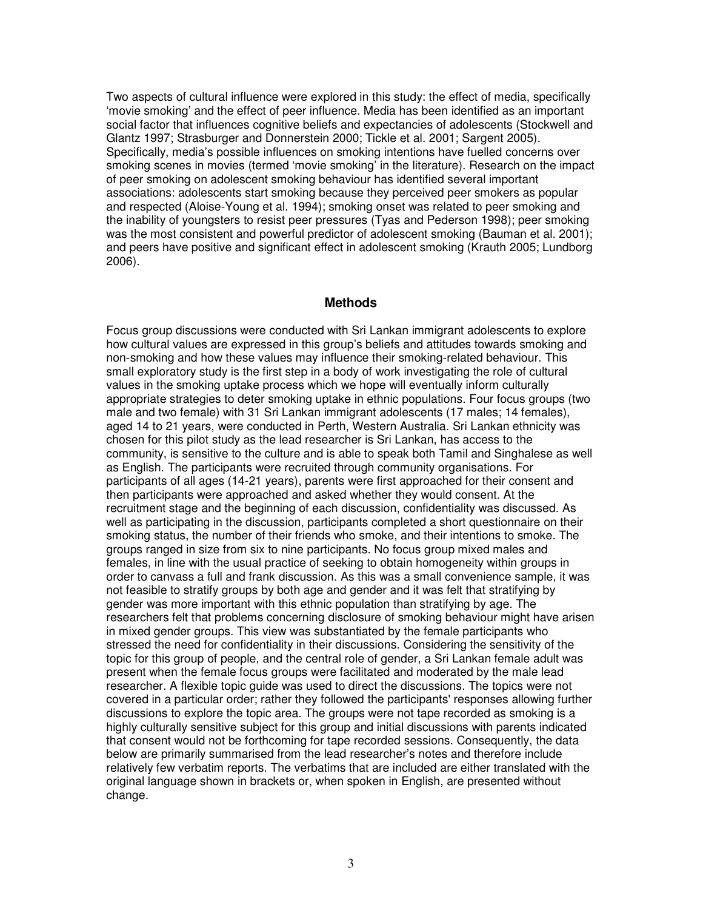Two aspects of cultural influence were explored in this study: the effect of media, specifically 'movie smoking' and the effect of peer influence. Media has been identified as an important social factor that influences cognitive beliefs and expectancies of adolescents (Stockwell and Glantz 1997; Strasburger and Donnerstein 2000; Tickle et al. 2001; Sargent 2005). Specifically, media's possible influences on smoking intentions have fuelled concerns over smoking scenes in movies (termed 'movie smoking' in the literature). Research on the impact of peer smoking on adolescent smoking behaviour has identified several important associations: adolescents start smoking because they perceived peer smokers as popular and respected (Aloise-Young et al. 1994); smoking onset was related to peer smoking and the inability of youngsters to resist peer pressures (Tyas and Pederson 1998); peer smoking was the most consistent and powerful predictor of adolescent smoking (Bauman et al. 2001); and peers have positive and significant effect in adolescent smoking (Krauth 2005; Lundborg 2006).

## Methods

Focus group discussions were conducted with Sri Lankan immigrant adolescents to explore how cultural values are expressed in this group's beliefs and attitudes towards smoking and non-smoking and how these values may influence their smoking-related behaviour. This small exploratory study is the first step in a body of work investigating the role of cultural values in the smoking uptake process which we hope will eventually inform culturally appropriate strategies to deter smoking uptake in ethnic populations. Four focus groups (two male and two female) with 31 Sri Lankan immigrant adolescents (17 males; 14 females), aged 14 to 21 years, were conducted in Perth, Western Australia. Sri Lankan ethnicity was chosen for this pilot study as the lead researcher is Sri Lankan, has access to the community, is sensitive to the culture and is able to speak both Tamil and Singhalese as well as English. The participants were recruited through community organisations. For participants of all ages (14-21 years), parents were first approached for their consent and then participants were approached and asked whether they would consent. At the recruitment stage and the beginning of each discussion, confidentiality was discussed. As well as participating in the discussion, participants completed a short questionnaire on their smoking status, the number of their friends who smoke, and their intentions to smoke. The groups ranged in size from six to nine participants. No focus group mixed males and females, in line with the usual practice of seeking to obtain homogeneity within groups in order to canvass a full and frank discussion. As this was a small convenience sample, it was not feasible to stratify groups by both age and gender and it was felt that stratifying by gender was more important with this ethnic population than stratifying by age. The researchers felt that problems concerning disclosure of smoking behaviour might have arisen in mixed gender groups. This view was substantiated by the female participants who stressed the need for confidentiality in their discussions. Considering the sensitivity of the topic for this group of people, and the central role of gender, a Sri Lankan female adult was present when the female focus groups were facilitated and moderated by the male lead researcher. A flexible topic guide was used to direct the discussions. The topics were not covered in a particular order; rather they followed the participants' responses allowing further discussions to explore the topic area. The groups were not tape recorded as smoking is a highly culturally sensitive subject for this group and initial discussions with parents indicated that consent would not be forthcoming for tape recorded sessions. Consequently, the data below are primarily summarised from the lead researcher's notes and therefore include relatively few verbatim reports. The verbatims that are included are either translated with the original language shown in brackets or, when spoken in English, are presented without change.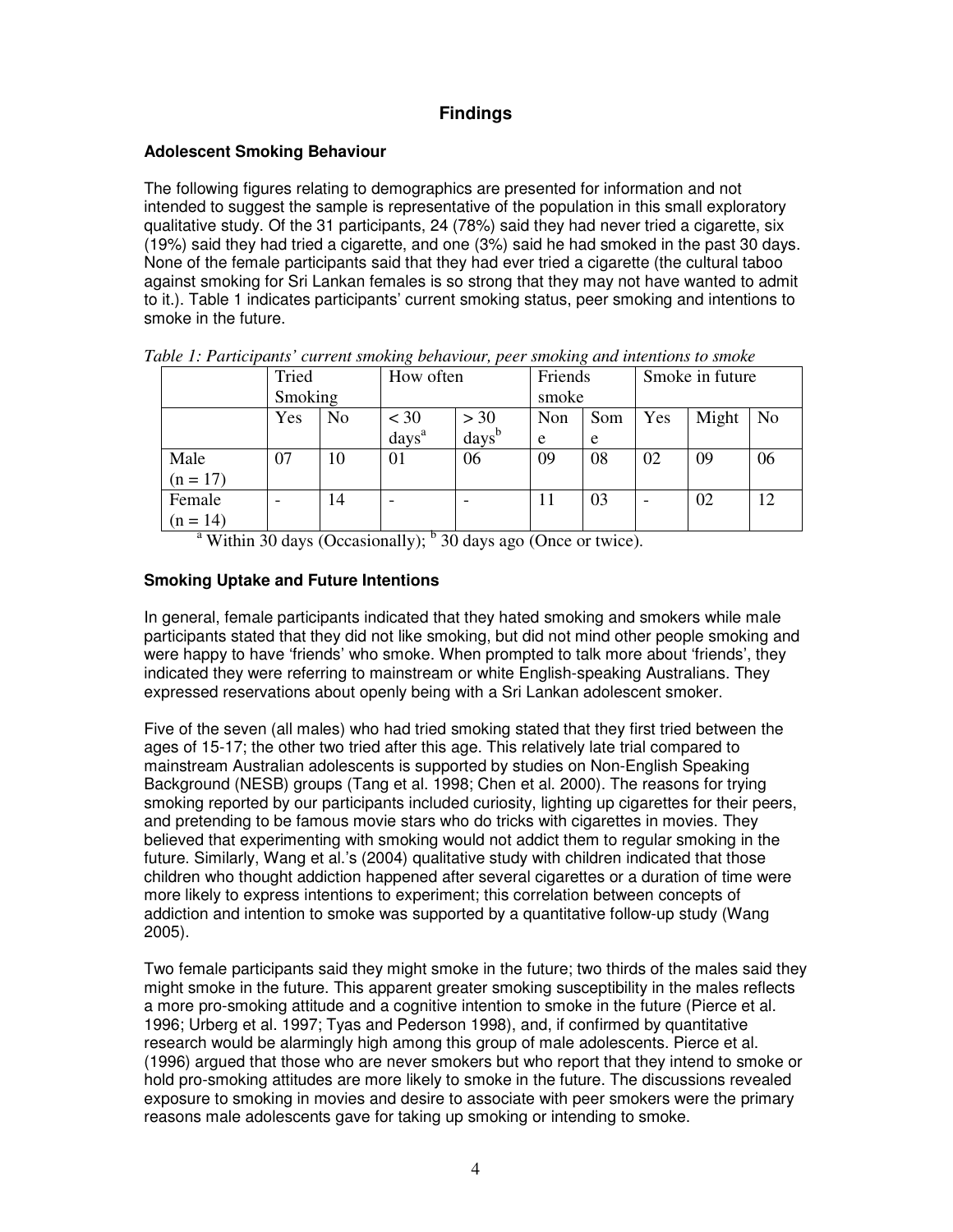## Findings

### Adolescent Smoking Behaviour

The following figures relating to demographics are presented for information and not intended to suggest the sample is representative of the population in this small exploratory qualitative study. Of the 31 participants, 24 (78%) said they had never tried a cigarette, six (19%) said they had tried a cigarette, and one (3%) said he had smoked in the past 30 days. None of the female participants said that they had ever tried a cigarette (the cultural taboo against smoking for Sri Lankan females is so strong that they may not have wanted to admit to it.). Table 1 indicates participants' current smoking status, peer smoking and intentions to smoke in the future.

*Table 1: Participants' current smoking behaviour, peer smoking and intentions to smoke*

| | Tried Smoking | | How often | | Friends smoke | | Smoke in future | | |
|---|---|---|---|---|---|---|---|---|---|
| | Yes | No | < 30 days[a] | > 30 days[b] | None | Some | Yes | Might | No |
| Male (n = 17) | 07 | 10 | 01 | 06 | 09 | 08 | 02 | 09 | 06 |
| Female (n = 14) | - | 14 | - | - | 11 | 03 | - | 02 | 12 |

[a] Within 30 days (Occasionally); [b] 30 days ago (Once or twice).

### Smoking Uptake and Future Intentions

In general, female participants indicated that they hated smoking and smokers while male participants stated that they did not like smoking, but did not mind other people smoking and were happy to have 'friends' who smoke. When prompted to talk more about 'friends', they indicated they were referring to mainstream or white English-speaking Australians. They expressed reservations about openly being with a Sri Lankan adolescent smoker.

Five of the seven (all males) who had tried smoking stated that they first tried between the ages of 15-17; the other two tried after this age. This relatively late trial compared to mainstream Australian adolescents is supported by studies on Non-English Speaking Background (NESB) groups (Tang et al. 1998; Chen et al. 2000). The reasons for trying smoking reported by our participants included curiosity, lighting up cigarettes for their peers, and pretending to be famous movie stars who do tricks with cigarettes in movies. They believed that experimenting with smoking would not addict them to regular smoking in the future. Similarly, Wang et al.'s (2004) qualitative study with children indicated that those children who thought addiction happened after several cigarettes or a duration of time were more likely to express intentions to experiment; this correlation between concepts of addiction and intention to smoke was supported by a quantitative follow-up study (Wang 2005).

Two female participants said they might smoke in the future; two thirds of the males said they might smoke in the future. This apparent greater smoking susceptibility in the males reflects a more pro-smoking attitude and a cognitive intention to smoke in the future (Pierce et al. 1996; Urberg et al. 1997; Tyas and Pederson 1998), and, if confirmed by quantitative research would be alarmingly high among this group of male adolescents. Pierce et al. (1996) argued that those who are never smokers but who report that they intend to smoke or hold pro-smoking attitudes are more likely to smoke in the future. The discussions revealed exposure to smoking in movies and desire to associate with peer smokers were the primary reasons male adolescents gave for taking up smoking or intending to smoke.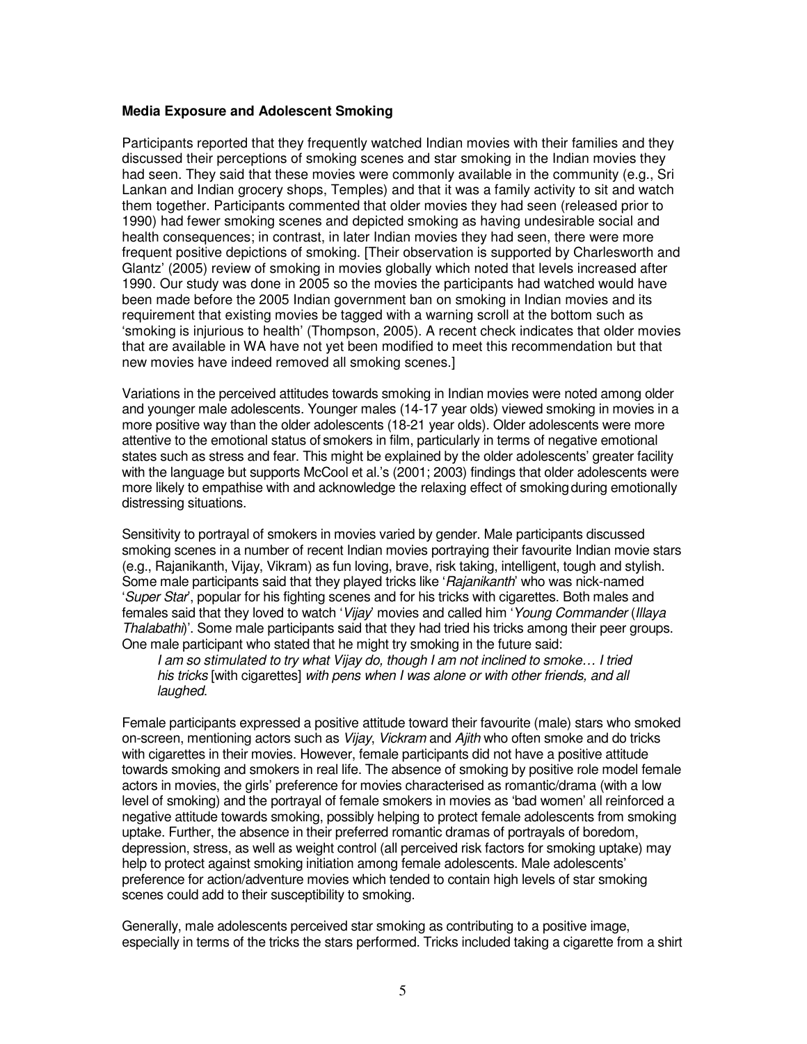**Media Exposure and Adolescent Smoking**

Participants reported that they frequently watched Indian movies with their families and they discussed their perceptions of smoking scenes and star smoking in the Indian movies they had seen. They said that these movies were commonly available in the community (e.g., Sri Lankan and Indian grocery shops, Temples) and that it was a family activity to sit and watch them together. Participants commented that older movies they had seen (released prior to 1990) had fewer smoking scenes and depicted smoking as having undesirable social and health consequences; in contrast, in later Indian movies they had seen, there were more frequent positive depictions of smoking. [Their observation is supported by Charlesworth and Glantz' (2005) review of smoking in movies globally which noted that levels increased after 1990. Our study was done in 2005 so the movies the participants had watched would have been made before the 2005 Indian government ban on smoking in Indian movies and its requirement that existing movies be tagged with a warning scroll at the bottom such as 'smoking is injurious to health' (Thompson, 2005). A recent check indicates that older movies that are available in WA have not yet been modified to meet this recommendation but that new movies have indeed removed all smoking scenes.]

Variations in the perceived attitudes towards smoking in Indian movies were noted among older and younger male adolescents. Younger males (14-17 year olds) viewed smoking in movies in a more positive way than the older adolescents (18-21 year olds). Older adolescents were more attentive to the emotional status of smokers in film, particularly in terms of negative emotional states such as stress and fear. This might be explained by the older adolescents' greater facility with the language but supports McCool et al.'s (2001; 2003) findings that older adolescents were more likely to empathise with and acknowledge the relaxing effect of smoking during emotionally distressing situations.

Sensitivity to portrayal of smokers in movies varied by gender. Male participants discussed smoking scenes in a number of recent Indian movies portraying their favourite Indian movie stars (e.g., Rajanikanth, Vijay, Vikram) as fun loving, brave, risk taking, intelligent, tough and stylish. Some male participants said that they played tricks like '*Rajanikanth*' who was nick-named '*Super Star*', popular for his fighting scenes and for his tricks with cigarettes. Both males and females said that they loved to watch '*Vijay*' movies and called him '*Young Commander* (*Illaya Thalabathi*)'. Some male participants said that they had tried his tricks among their peer groups. One male participant who stated that he might try smoking in the future said:

> *I am so stimulated to try what Vijay do, though I am not inclined to smoke… I tried his tricks* [with cigarettes] *with pens when I was alone or with other friends, and all laughed.*

Female participants expressed a positive attitude toward their favourite (male) stars who smoked on-screen, mentioning actors such as *Vijay*, *Vickram* and *Ajith* who often smoke and do tricks with cigarettes in their movies. However, female participants did not have a positive attitude towards smoking and smokers in real life. The absence of smoking by positive role model female actors in movies, the girls' preference for movies characterised as romantic/drama (with a low level of smoking) and the portrayal of female smokers in movies as 'bad women' all reinforced a negative attitude towards smoking, possibly helping to protect female adolescents from smoking uptake. Further, the absence in their preferred romantic dramas of portrayals of boredom, depression, stress, as well as weight control (all perceived risk factors for smoking uptake) may help to protect against smoking initiation among female adolescents. Male adolescents' preference for action/adventure movies which tended to contain high levels of star smoking scenes could add to their susceptibility to smoking.

Generally, male adolescents perceived star smoking as contributing to a positive image, especially in terms of the tricks the stars performed. Tricks included taking a cigarette from a shirt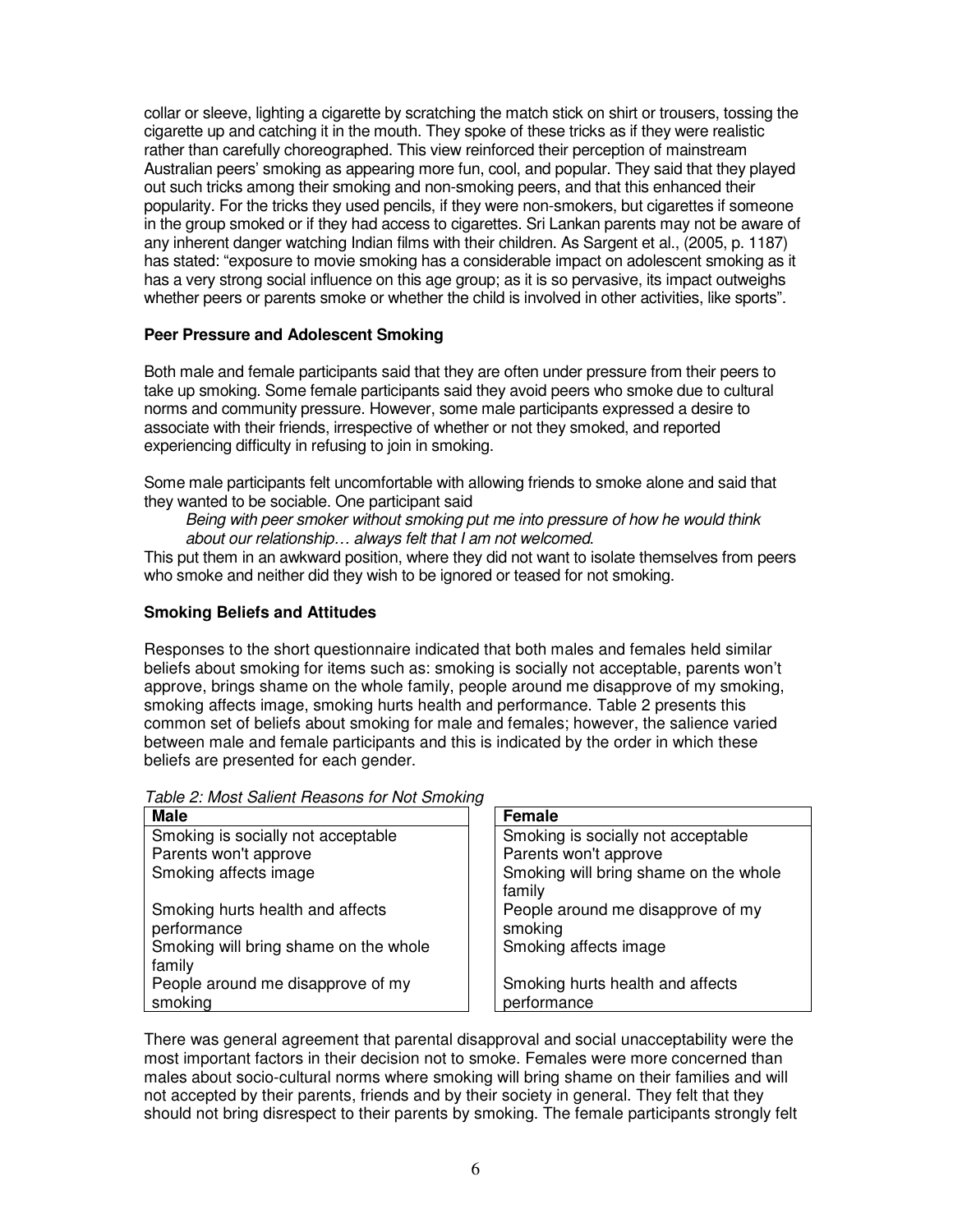collar or sleeve, lighting a cigarette by scratching the match stick on shirt or trousers, tossing the cigarette up and catching it in the mouth. They spoke of these tricks as if they were realistic rather than carefully choreographed. This view reinforced their perception of mainstream Australian peers' smoking as appearing more fun, cool, and popular. They said that they played out such tricks among their smoking and non-smoking peers, and that this enhanced their popularity. For the tricks they used pencils, if they were non-smokers, but cigarettes if someone in the group smoked or if they had access to cigarettes. Sri Lankan parents may not be aware of any inherent danger watching Indian films with their children. As Sargent et al., (2005, p. 1187) has stated: "exposure to movie smoking has a considerable impact on adolescent smoking as it has a very strong social influence on this age group; as it is so pervasive, its impact outweighs whether peers or parents smoke or whether the child is involved in other activities, like sports".

### Peer Pressure and Adolescent Smoking

Both male and female participants said that they are often under pressure from their peers to take up smoking. Some female participants said they avoid peers who smoke due to cultural norms and community pressure. However, some male participants expressed a desire to associate with their friends, irrespective of whether or not they smoked, and reported experiencing difficulty in refusing to join in smoking.

Some male participants felt uncomfortable with allowing friends to smoke alone and said that they wanted to be sociable. One participant said

> *Being with peer smoker without smoking put me into pressure of how he would think about our relationship… always felt that I am not welcomed.*

This put them in an awkward position, where they did not want to isolate themselves from peers who smoke and neither did they wish to be ignored or teased for not smoking.

### Smoking Beliefs and Attitudes

Responses to the short questionnaire indicated that both males and females held similar beliefs about smoking for items such as: smoking is socially not acceptable, parents won't approve, brings shame on the whole family, people around me disapprove of my smoking, smoking affects image, smoking hurts health and performance. Table 2 presents this common set of beliefs about smoking for male and females; however, the salience varied between male and female participants and this is indicated by the order in which these beliefs are presented for each gender.

*Table 2: Most Salient Reasons for Not Smoking*

| Male | Female |
|---|---|
| Smoking is socially not acceptable | Smoking is socially not acceptable |
| Parents won't approve | Parents won't approve |
| Smoking affects image | Smoking will bring shame on the whole family |
| Smoking hurts health and affects performance | People around me disapprove of my smoking |
| Smoking will bring shame on the whole family | Smoking affects image |
| People around me disapprove of my smoking | Smoking hurts health and affects performance |

There was general agreement that parental disapproval and social unacceptability were the most important factors in their decision not to smoke. Females were more concerned than males about socio-cultural norms where smoking will bring shame on their families and will not accepted by their parents, friends and by their society in general. They felt that they should not bring disrespect to their parents by smoking. The female participants strongly felt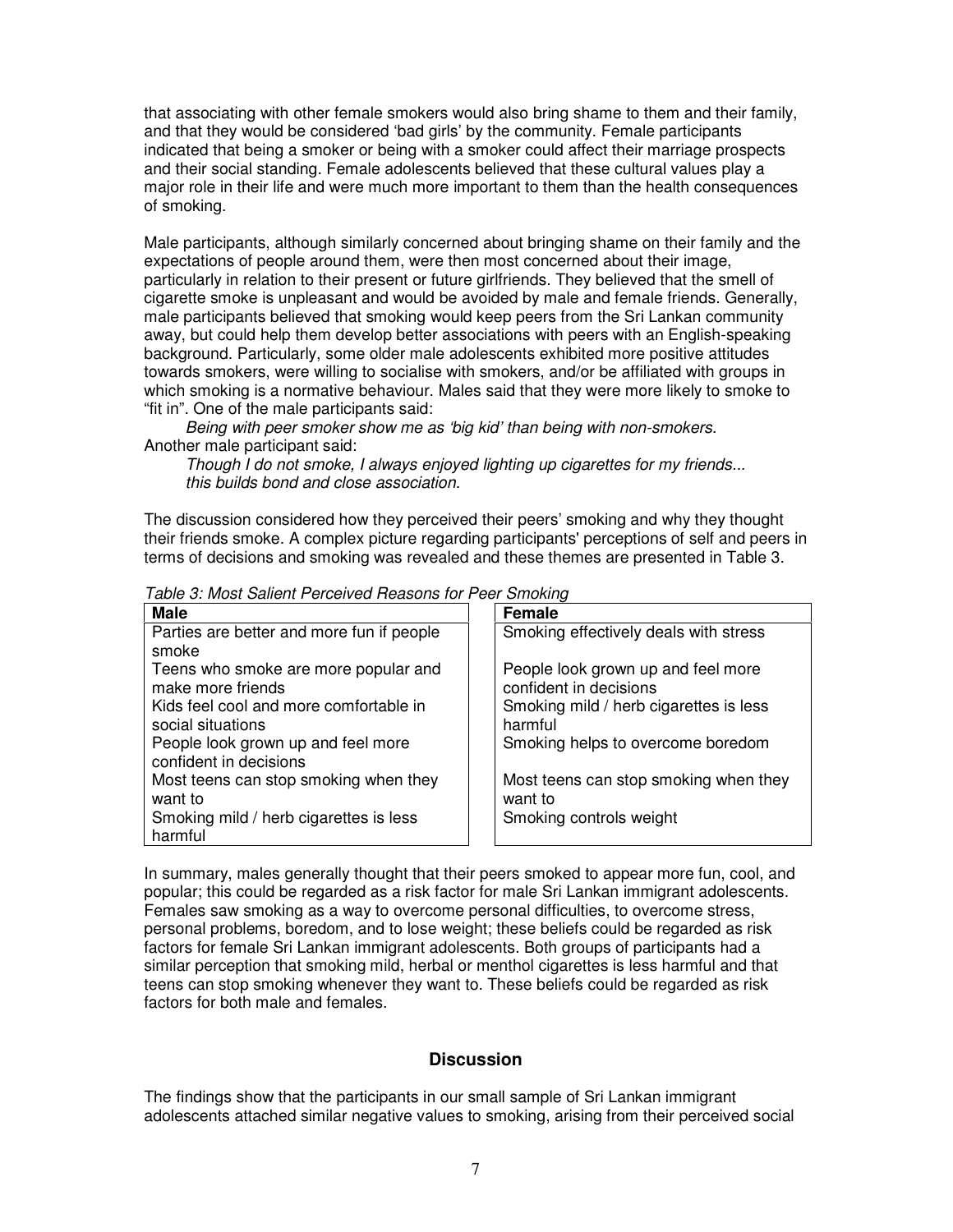that associating with other female smokers would also bring shame to them and their family, and that they would be considered 'bad girls' by the community. Female participants indicated that being a smoker or being with a smoker could affect their marriage prospects and their social standing. Female adolescents believed that these cultural values play a major role in their life and were much more important to them than the health consequences of smoking.

Male participants, although similarly concerned about bringing shame on their family and the expectations of people around them, were then most concerned about their image, particularly in relation to their present or future girlfriends. They believed that the smell of cigarette smoke is unpleasant and would be avoided by male and female friends. Generally, male participants believed that smoking would keep peers from the Sri Lankan community away, but could help them develop better associations with peers with an English-speaking background. Particularly, some older male adolescents exhibited more positive attitudes towards smokers, were willing to socialise with smokers, and/or be affiliated with groups in which smoking is a normative behaviour. Males said that they were more likely to smoke to "fit in". One of the male participants said:

> *Being with peer smoker show me as 'big kid' than being with non-smokers.*

Another male participant said:

> *Though I do not smoke, I always enjoyed lighting up cigarettes for my friends... this builds bond and close association.*

The discussion considered how they perceived their peers' smoking and why they thought their friends smoke. A complex picture regarding participants' perceptions of self and peers in terms of decisions and smoking was revealed and these themes are presented in Table 3.

*Table 3: Most Salient Perceived Reasons for Peer Smoking*

| Male | Female |
|---|---|
| Parties are better and more fun if people smoke | Smoking effectively deals with stress |
| Teens who smoke are more popular and make more friends | People look grown up and feel more confident in decisions |
| Kids feel cool and more comfortable in social situations | Smoking mild / herb cigarettes is less harmful |
| People look grown up and feel more confident in decisions | Smoking helps to overcome boredom |
| Most teens can stop smoking when they want to | Most teens can stop smoking when they want to |
| Smoking mild / herb cigarettes is less harmful | Smoking controls weight |

In summary, males generally thought that their peers smoked to appear more fun, cool, and popular; this could be regarded as a risk factor for male Sri Lankan immigrant adolescents. Females saw smoking as a way to overcome personal difficulties, to overcome stress, personal problems, boredom, and to lose weight; these beliefs could be regarded as risk factors for female Sri Lankan immigrant adolescents. Both groups of participants had a similar perception that smoking mild, herbal or menthol cigarettes is less harmful and that teens can stop smoking whenever they want to. These beliefs could be regarded as risk factors for both male and females.

## Discussion

The findings show that the participants in our small sample of Sri Lankan immigrant adolescents attached similar negative values to smoking, arising from their perceived social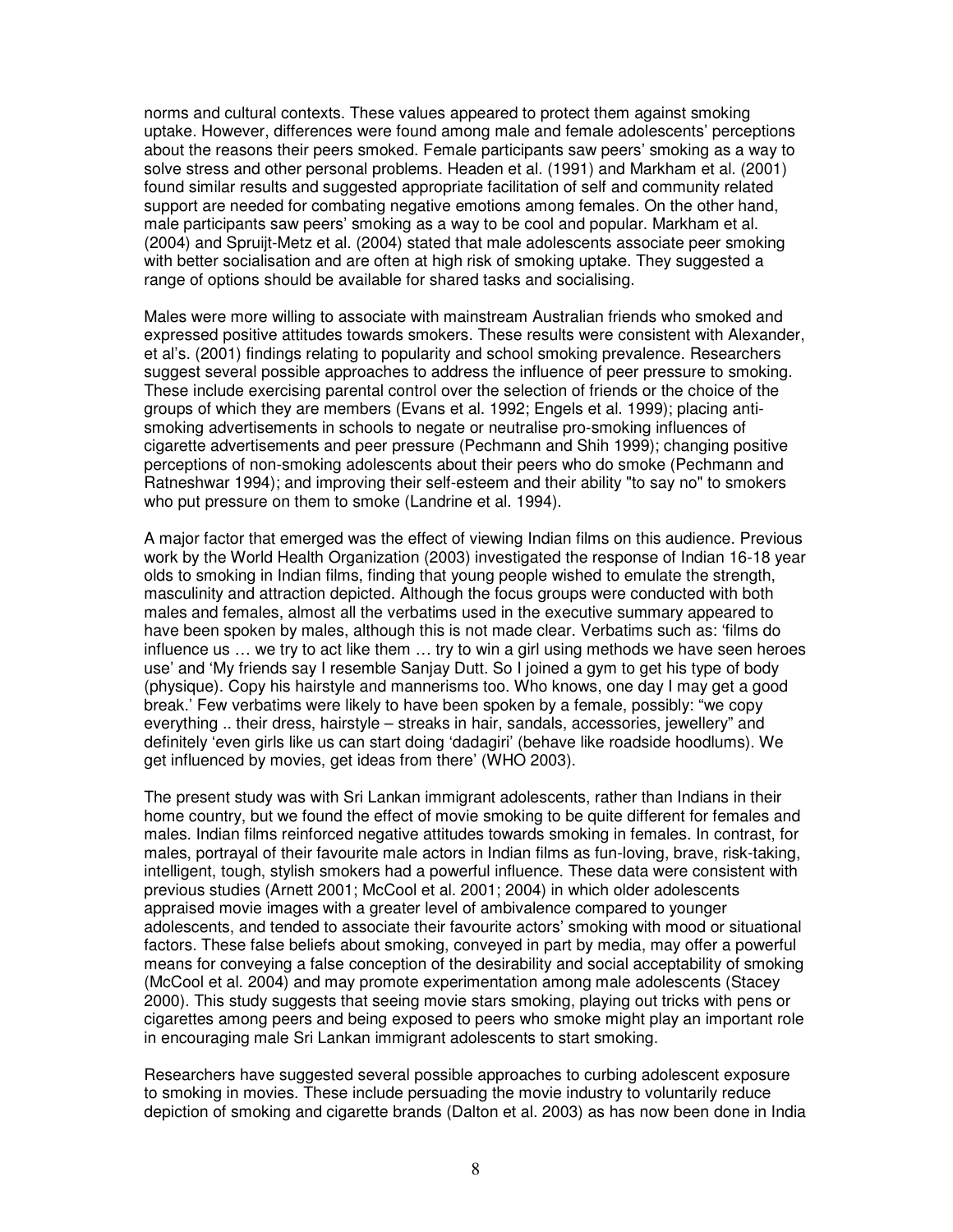norms and cultural contexts. These values appeared to protect them against smoking uptake. However, differences were found among male and female adolescents' perceptions about the reasons their peers smoked. Female participants saw peers' smoking as a way to solve stress and other personal problems. Headen et al. (1991) and Markham et al. (2001) found similar results and suggested appropriate facilitation of self and community related support are needed for combating negative emotions among females. On the other hand, male participants saw peers' smoking as a way to be cool and popular. Markham et al. (2004) and Spruijt-Metz et al. (2004) stated that male adolescents associate peer smoking with better socialisation and are often at high risk of smoking uptake. They suggested a range of options should be available for shared tasks and socialising.

Males were more willing to associate with mainstream Australian friends who smoked and expressed positive attitudes towards smokers. These results were consistent with Alexander, et al's. (2001) findings relating to popularity and school smoking prevalence. Researchers suggest several possible approaches to address the influence of peer pressure to smoking. These include exercising parental control over the selection of friends or the choice of the groups of which they are members (Evans et al. 1992; Engels et al. 1999); placing anti-smoking advertisements in schools to negate or neutralise pro-smoking influences of cigarette advertisements and peer pressure (Pechmann and Shih 1999); changing positive perceptions of non-smoking adolescents about their peers who do smoke (Pechmann and Ratneshwar 1994); and improving their self-esteem and their ability "to say no" to smokers who put pressure on them to smoke (Landrine et al. 1994).

A major factor that emerged was the effect of viewing Indian films on this audience. Previous work by the World Health Organization (2003) investigated the response of Indian 16-18 year olds to smoking in Indian films, finding that young people wished to emulate the strength, masculinity and attraction depicted. Although the focus groups were conducted with both males and females, almost all the verbatims used in the executive summary appeared to have been spoken by males, although this is not made clear. Verbatims such as: 'films do influence us … we try to act like them … try to win a girl using methods we have seen heroes use' and 'My friends say I resemble Sanjay Dutt. So I joined a gym to get his type of body (physique). Copy his hairstyle and mannerisms too. Who knows, one day I may get a good break.' Few verbatims were likely to have been spoken by a female, possibly: "we copy everything .. their dress, hairstyle – streaks in hair, sandals, accessories, jewellery" and definitely 'even girls like us can start doing 'dadagiri' (behave like roadside hoodlums). We get influenced by movies, get ideas from there' (WHO 2003).

The present study was with Sri Lankan immigrant adolescents, rather than Indians in their home country, but we found the effect of movie smoking to be quite different for females and males. Indian films reinforced negative attitudes towards smoking in females. In contrast, for males, portrayal of their favourite male actors in Indian films as fun-loving, brave, risk-taking, intelligent, tough, stylish smokers had a powerful influence. These data were consistent with previous studies (Arnett 2001; McCool et al. 2001; 2004) in which older adolescents appraised movie images with a greater level of ambivalence compared to younger adolescents, and tended to associate their favourite actors' smoking with mood or situational factors. These false beliefs about smoking, conveyed in part by media, may offer a powerful means for conveying a false conception of the desirability and social acceptability of smoking (McCool et al. 2004) and may promote experimentation among male adolescents (Stacey 2000). This study suggests that seeing movie stars smoking, playing out tricks with pens or cigarettes among peers and being exposed to peers who smoke might play an important role in encouraging male Sri Lankan immigrant adolescents to start smoking.

Researchers have suggested several possible approaches to curbing adolescent exposure to smoking in movies. These include persuading the movie industry to voluntarily reduce depiction of smoking and cigarette brands (Dalton et al. 2003) as has now been done in India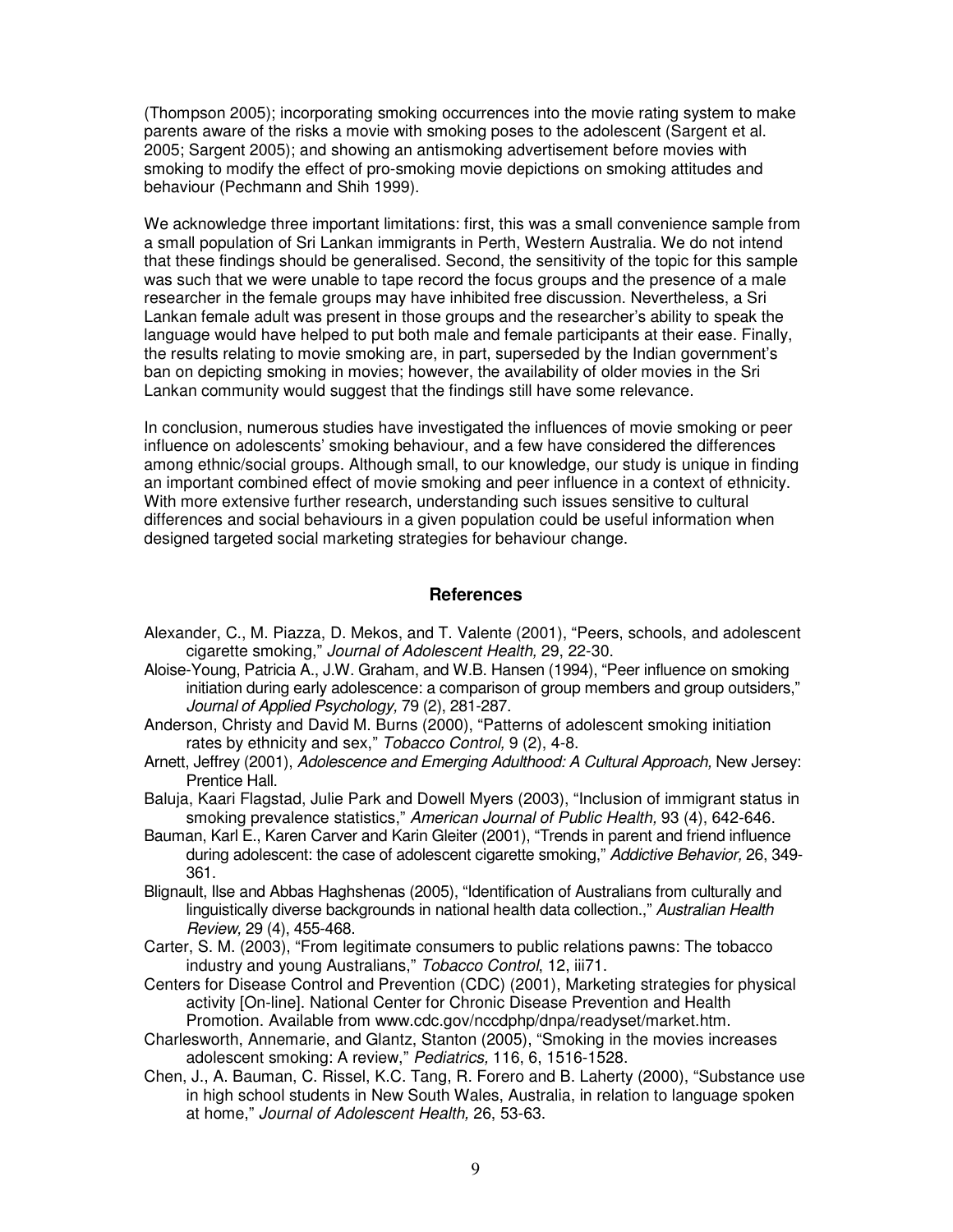(Thompson 2005); incorporating smoking occurrences into the movie rating system to make parents aware of the risks a movie with smoking poses to the adolescent (Sargent et al. 2005; Sargent 2005); and showing an antismoking advertisement before movies with smoking to modify the effect of pro-smoking movie depictions on smoking attitudes and behaviour (Pechmann and Shih 1999).

We acknowledge three important limitations: first, this was a small convenience sample from a small population of Sri Lankan immigrants in Perth, Western Australia. We do not intend that these findings should be generalised. Second, the sensitivity of the topic for this sample was such that we were unable to tape record the focus groups and the presence of a male researcher in the female groups may have inhibited free discussion. Nevertheless, a Sri Lankan female adult was present in those groups and the researcher's ability to speak the language would have helped to put both male and female participants at their ease. Finally, the results relating to movie smoking are, in part, superseded by the Indian government's ban on depicting smoking in movies; however, the availability of older movies in the Sri Lankan community would suggest that the findings still have some relevance.

In conclusion, numerous studies have investigated the influences of movie smoking or peer influence on adolescents' smoking behaviour, and a few have considered the differences among ethnic/social groups. Although small, to our knowledge, our study is unique in finding an important combined effect of movie smoking and peer influence in a context of ethnicity. With more extensive further research, understanding such issues sensitive to cultural differences and social behaviours in a given population could be useful information when designed targeted social marketing strategies for behaviour change.

## References

Alexander, C., M. Piazza, D. Mekos, and T. Valente (2001), "Peers, schools, and adolescent cigarette smoking," *Journal of Adolescent Health,* 29, 22-30.

Aloise-Young, Patricia A., J.W. Graham, and W.B. Hansen (1994), "Peer influence on smoking initiation during early adolescence: a comparison of group members and group outsiders," *Journal of Applied Psychology,* 79 (2), 281-287.

Anderson, Christy and David M. Burns (2000), "Patterns of adolescent smoking initiation rates by ethnicity and sex," *Tobacco Control,* 9 (2), 4-8.

Arnett, Jeffrey (2001), *Adolescence and Emerging Adulthood: A Cultural Approach,* New Jersey: Prentice Hall.

Baluja, Kaari Flagstad, Julie Park and Dowell Myers (2003), "Inclusion of immigrant status in smoking prevalence statistics," *American Journal of Public Health,* 93 (4), 642-646.

Bauman, Karl E., Karen Carver and Karin Gleiter (2001), "Trends in parent and friend influence during adolescent: the case of adolescent cigarette smoking," *Addictive Behavior,* 26, 349-361.

Blignault, Ilse and Abbas Haghshenas (2005), "Identification of Australians from culturally and linguistically diverse backgrounds in national health data collection.," *Australian Health Review,* 29 (4), 455-468.

Carter, S. M. (2003), "From legitimate consumers to public relations pawns: The tobacco industry and young Australians," *Tobacco Control*, 12, iii71.

Centers for Disease Control and Prevention (CDC) (2001), Marketing strategies for physical activity [On-line]. National Center for Chronic Disease Prevention and Health Promotion. Available from www.cdc.gov/nccdphp/dnpa/readyset/market.htm.

Charlesworth, Annemarie, and Glantz, Stanton (2005), "Smoking in the movies increases adolescent smoking: A review," *Pediatrics,* 116, 6, 1516-1528.

Chen, J., A. Bauman, C. Rissel, K.C. Tang, R. Forero and B. Laherty (2000), "Substance use in high school students in New South Wales, Australia, in relation to language spoken at home," *Journal of Adolescent Health,* 26, 53-63.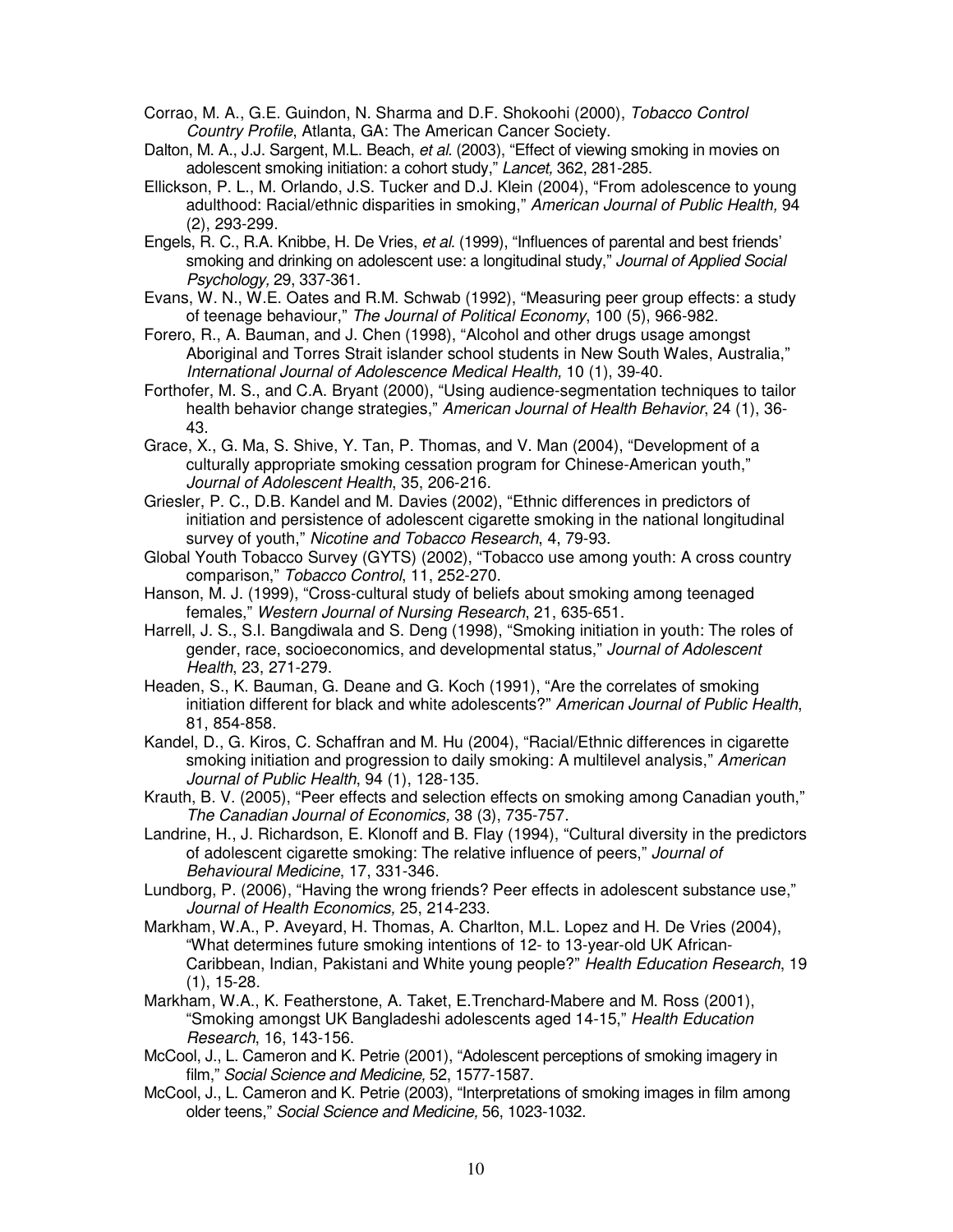Corrao, M. A., G.E. Guindon, N. Sharma and D.F. Shokoohi (2000), *Tobacco Control Country Profile*, Atlanta, GA: The American Cancer Society.

Dalton, M. A., J.J. Sargent, M.L. Beach, *et al.* (2003), "Effect of viewing smoking in movies on adolescent smoking initiation: a cohort study," *Lancet,* 362, 281-285.

Ellickson, P. L., M. Orlando, J.S. Tucker and D.J. Klein (2004), "From adolescence to young adulthood: Racial/ethnic disparities in smoking," *American Journal of Public Health,* 94 (2), 293-299.

Engels, R. C., R.A. Knibbe, H. De Vries, *et al.* (1999), "Influences of parental and best friends' smoking and drinking on adolescent use: a longitudinal study," *Journal of Applied Social Psychology,* 29, 337-361.

Evans, W. N., W.E. Oates and R.M. Schwab (1992), "Measuring peer group effects: a study of teenage behaviour," *The Journal of Political Economy*, 100 (5), 966-982.

Forero, R., A. Bauman, and J. Chen (1998), "Alcohol and other drugs usage amongst Aboriginal and Torres Strait islander school students in New South Wales, Australia," *International Journal of Adolescence Medical Health,* 10 (1), 39-40.

Forthofer, M. S., and C.A. Bryant (2000), "Using audience-segmentation techniques to tailor health behavior change strategies," *American Journal of Health Behavior*, 24 (1), 36-43.

Grace, X., G. Ma, S. Shive, Y. Tan, P. Thomas, and V. Man (2004), "Development of a culturally appropriate smoking cessation program for Chinese-American youth," *Journal of Adolescent Health*, 35, 206-216.

Griesler, P. C., D.B. Kandel and M. Davies (2002), "Ethnic differences in predictors of initiation and persistence of adolescent cigarette smoking in the national longitudinal survey of youth," *Nicotine and Tobacco Research*, 4, 79-93.

Global Youth Tobacco Survey (GYTS) (2002), "Tobacco use among youth: A cross country comparison," *Tobacco Control*, 11, 252-270.

Hanson, M. J. (1999), "Cross-cultural study of beliefs about smoking among teenaged females," *Western Journal of Nursing Research*, 21, 635-651.

Harrell, J. S., S.I. Bangdiwala and S. Deng (1998), "Smoking initiation in youth: The roles of gender, race, socioeconomics, and developmental status," *Journal of Adolescent Health*, 23, 271-279.

Headen, S., K. Bauman, G. Deane and G. Koch (1991), "Are the correlates of smoking initiation different for black and white adolescents?" *American Journal of Public Health*, 81, 854-858.

Kandel, D., G. Kiros, C. Schaffran and M. Hu (2004), "Racial/Ethnic differences in cigarette smoking initiation and progression to daily smoking: A multilevel analysis," *American Journal of Public Health*, 94 (1), 128-135.

Krauth, B. V. (2005), "Peer effects and selection effects on smoking among Canadian youth," *The Canadian Journal of Economics,* 38 (3), 735-757.

Landrine, H., J. Richardson, E. Klonoff and B. Flay (1994), "Cultural diversity in the predictors of adolescent cigarette smoking: The relative influence of peers," *Journal of Behavioural Medicine*, 17, 331-346.

Lundborg, P. (2006), "Having the wrong friends? Peer effects in adolescent substance use," *Journal of Health Economics,* 25, 214-233.

Markham, W.A., P. Aveyard, H. Thomas, A. Charlton, M.L. Lopez and H. De Vries (2004), "What determines future smoking intentions of 12- to 13-year-old UK African-Caribbean, Indian, Pakistani and White young people?" *Health Education Research*, 19 (1), 15-28.

Markham, W.A., K. Featherstone, A. Taket, E.Trenchard-Mabere and M. Ross (2001), "Smoking amongst UK Bangladeshi adolescents aged 14-15," *Health Education Research*, 16, 143-156.

McCool, J., L. Cameron and K. Petrie (2001), "Adolescent perceptions of smoking imagery in film," *Social Science and Medicine,* 52, 1577-1587.

McCool, J., L. Cameron and K. Petrie (2003), "Interpretations of smoking images in film among older teens," *Social Science and Medicine,* 56, 1023-1032.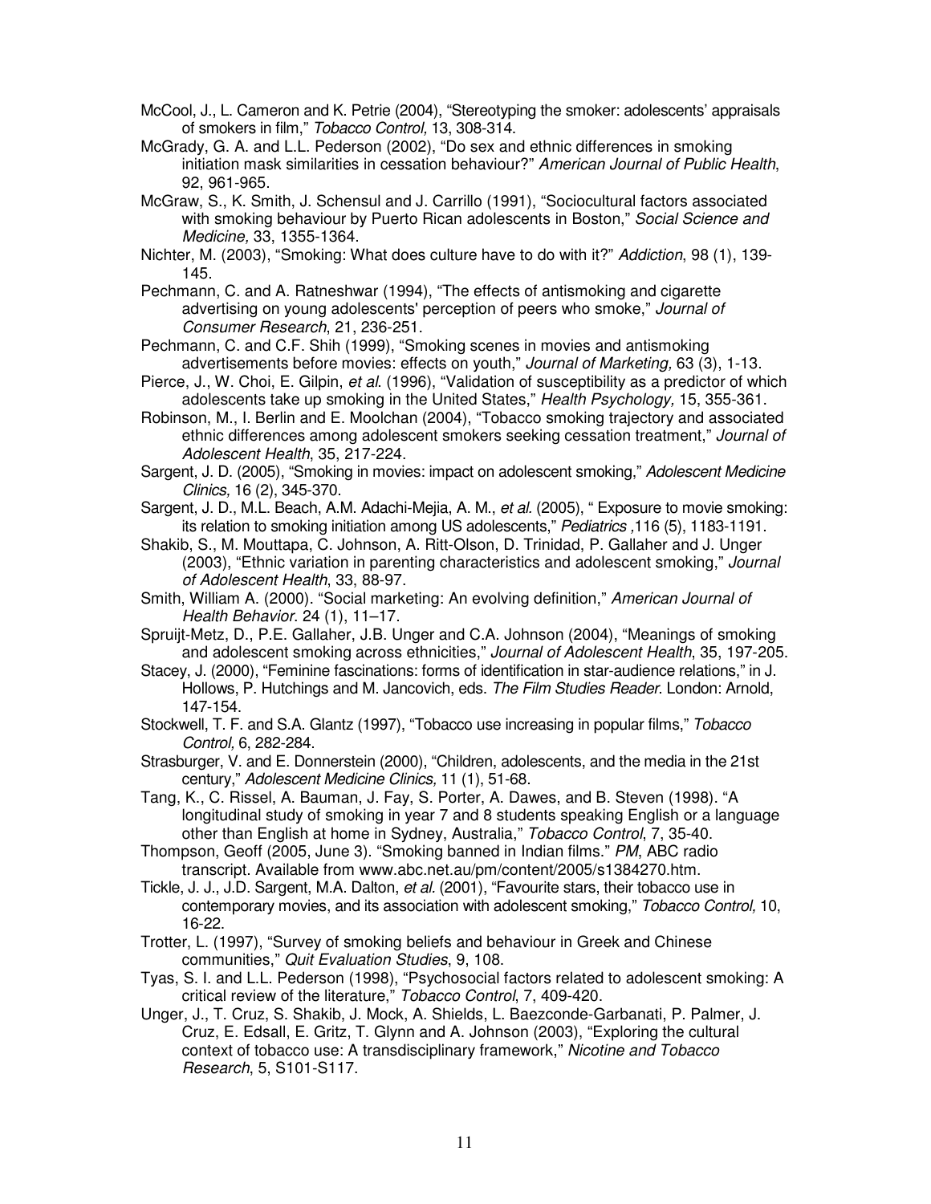McCool, J., L. Cameron and K. Petrie (2004), "Stereotyping the smoker: adolescents' appraisals of smokers in film," *Tobacco Control,* 13, 308-314.

McGrady, G. A. and L.L. Pederson (2002), "Do sex and ethnic differences in smoking initiation mask similarities in cessation behaviour?" *American Journal of Public Health*, 92, 961-965.

McGraw, S., K. Smith, J. Schensul and J. Carrillo (1991), "Sociocultural factors associated with smoking behaviour by Puerto Rican adolescents in Boston," *Social Science and Medicine,* 33, 1355-1364.

Nichter, M. (2003), "Smoking: What does culture have to do with it?" *Addiction*, 98 (1), 139-145.

Pechmann, C. and A. Ratneshwar (1994), "The effects of antismoking and cigarette advertising on young adolescents' perception of peers who smoke," *Journal of Consumer Research*, 21, 236-251.

Pechmann, C. and C.F. Shih (1999), "Smoking scenes in movies and antismoking advertisements before movies: effects on youth," *Journal of Marketing,* 63 (3), 1-13.

Pierce, J., W. Choi, E. Gilpin, *et al.* (1996), "Validation of susceptibility as a predictor of which adolescents take up smoking in the United States," *Health Psychology,* 15, 355-361.

Robinson, M., I. Berlin and E. Moolchan (2004), "Tobacco smoking trajectory and associated ethnic differences among adolescent smokers seeking cessation treatment," *Journal of Adolescent Health*, 35, 217-224.

Sargent, J. D. (2005), "Smoking in movies: impact on adolescent smoking," *Adolescent Medicine Clinics,* 16 (2), 345-370.

Sargent, J. D., M.L. Beach, A.M. Adachi-Mejia, A. M., *et al.* (2005), " Exposure to movie smoking: its relation to smoking initiation among US adolescents," *Pediatrics ,*116 (5), 1183-1191.

Shakib, S., M. Mouttapa, C. Johnson, A. Ritt-Olson, D. Trinidad, P. Gallaher and J. Unger (2003), "Ethnic variation in parenting characteristics and adolescent smoking," *Journal of Adolescent Health*, 33, 88-97.

Smith, William A. (2000). "Social marketing: An evolving definition," *American Journal of Health Behavior*. 24 (1), 11–17.

Spruijt-Metz, D., P.E. Gallaher, J.B. Unger and C.A. Johnson (2004), "Meanings of smoking and adolescent smoking across ethnicities," *Journal of Adolescent Health*, 35, 197-205.

Stacey, J. (2000), "Feminine fascinations: forms of identification in star-audience relations," in J. Hollows, P. Hutchings and M. Jancovich, eds. *The Film Studies Reader*. London: Arnold, 147-154.

Stockwell, T. F. and S.A. Glantz (1997), "Tobacco use increasing in popular films," *Tobacco Control,* 6, 282-284.

Strasburger, V. and E. Donnerstein (2000), "Children, adolescents, and the media in the 21st century," *Adolescent Medicine Clinics,* 11 (1), 51-68.

Tang, K., C. Rissel, A. Bauman, J. Fay, S. Porter, A. Dawes, and B. Steven (1998). "A longitudinal study of smoking in year 7 and 8 students speaking English or a language other than English at home in Sydney, Australia," *Tobacco Control*, 7, 35-40.

Thompson, Geoff (2005, June 3). "Smoking banned in Indian films." *PM*, ABC radio transcript. Available from www.abc.net.au/pm/content/2005/s1384270.htm.

Tickle, J. J., J.D. Sargent, M.A. Dalton, *et al.* (2001), "Favourite stars, their tobacco use in contemporary movies, and its association with adolescent smoking," *Tobacco Control,* 10, 16-22.

Trotter, L. (1997), "Survey of smoking beliefs and behaviour in Greek and Chinese communities," *Quit Evaluation Studies*, 9, 108.

Tyas, S. I. and L.L. Pederson (1998), "Psychosocial factors related to adolescent smoking: A critical review of the literature," *Tobacco Control*, 7, 409-420.

Unger, J., T. Cruz, S. Shakib, J. Mock, A. Shields, L. Baezconde-Garbanati, P. Palmer, J. Cruz, E. Edsall, E. Gritz, T. Glynn and A. Johnson (2003), "Exploring the cultural context of tobacco use: A transdisciplinary framework," *Nicotine and Tobacco Research*, 5, S101-S117.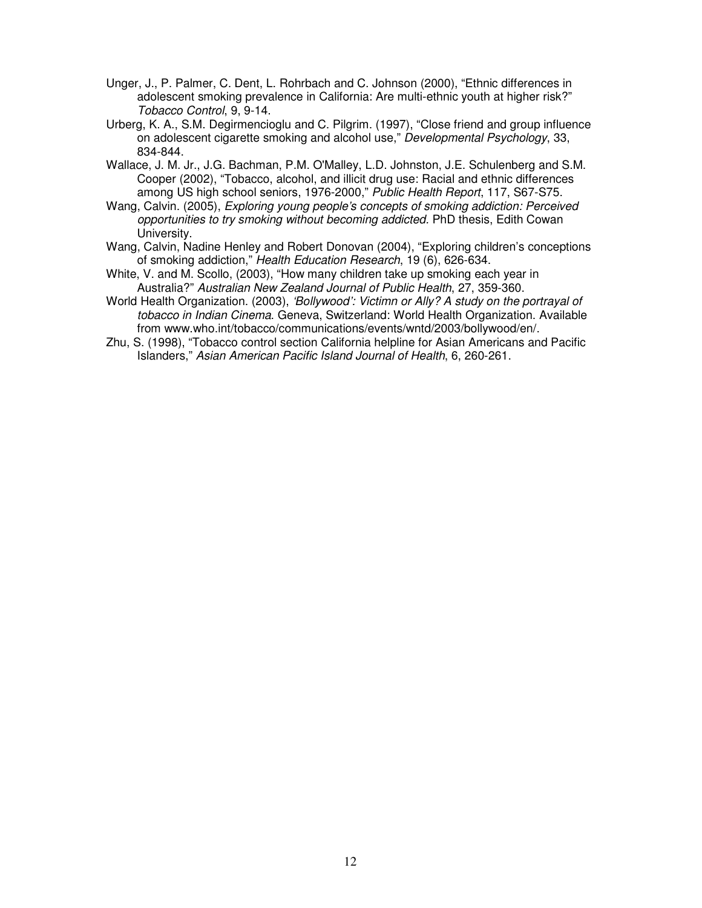Unger, J., P. Palmer, C. Dent, L. Rohrbach and C. Johnson (2000), "Ethnic differences in adolescent smoking prevalence in California: Are multi-ethnic youth at higher risk?" *Tobacco Control*, 9, 9-14.

Urberg, K. A., S.M. Degirmencioglu and C. Pilgrim. (1997), "Close friend and group influence on adolescent cigarette smoking and alcohol use," *Developmental Psychology*, 33, 834-844.

Wallace, J. M. Jr., J.G. Bachman, P.M. O'Malley, L.D. Johnston, J.E. Schulenberg and S.M. Cooper (2002), "Tobacco, alcohol, and illicit drug use: Racial and ethnic differences among US high school seniors, 1976-2000," *Public Health Report*, 117, S67-S75.

Wang, Calvin. (2005), *Exploring young people's concepts of smoking addiction: Perceived opportunities to try smoking without becoming addicted*. PhD thesis, Edith Cowan University.

Wang, Calvin, Nadine Henley and Robert Donovan (2004), "Exploring children's conceptions of smoking addiction," *Health Education Research*, 19 (6), 626-634.

White, V. and M. Scollo, (2003), "How many children take up smoking each year in Australia?" *Australian New Zealand Journal of Public Health*, 27, 359-360.

World Health Organization. (2003), *'Bollywood': Victimn or Ally? A study on the portrayal of tobacco in Indian Cinema*. Geneva, Switzerland: World Health Organization. Available from www.who.int/tobacco/communications/events/wntd/2003/bollywood/en/.

Zhu, S. (1998), "Tobacco control section California helpline for Asian Americans and Pacific Islanders," *Asian American Pacific Island Journal of Health*, 6, 260-261.